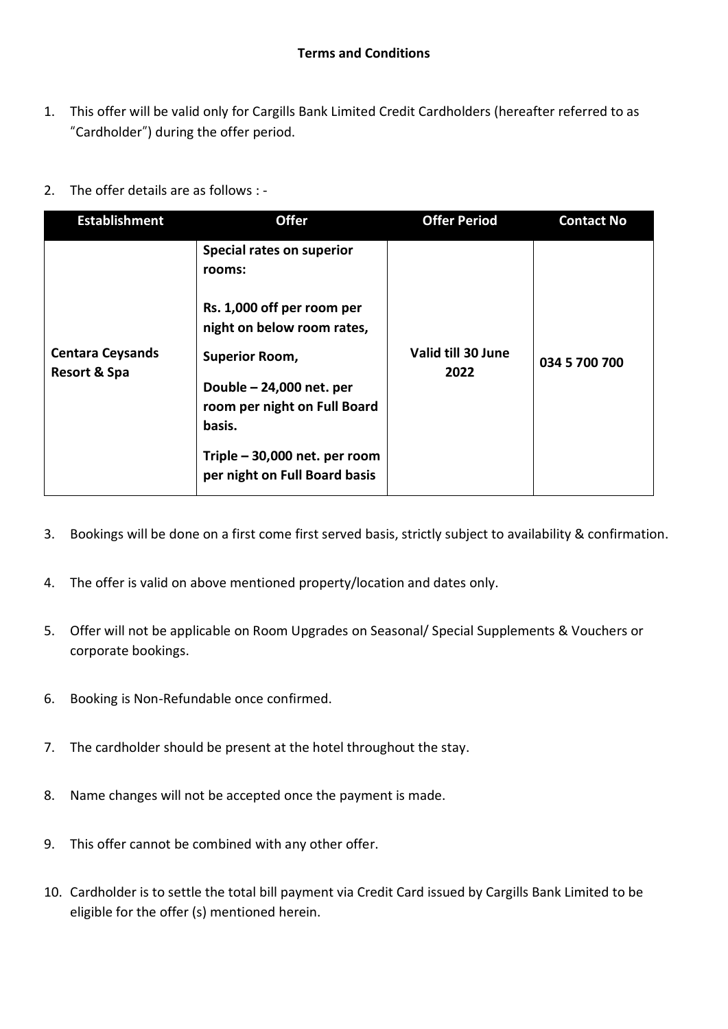**Terms and Conditions**

1. This offer will be valid only for Cargills Bank Limited Credit Cardholders (hereafter referred to as "Cardholder") during the offer period.

2. The offer details are as follows : -

| Establishment | Offer | Offer Period | Contact No |
|---|---|---|---|
| **Centara Ceysands Resort & Spa** | **Special rates on superior rooms:**<br><br>**Rs. 1,000 off per room per night on below room rates,**<br><br>**Superior Room,**<br><br>**Double – 24,000 net. per room per night on Full Board basis.**<br><br>**Triple – 30,000 net. per room per night on Full Board basis** | **Valid till 30 June 2022** | **034 5 700 700** |

3. Bookings will be done on a first come first served basis, strictly subject to availability & confirmation.

4. The offer is valid on above mentioned property/location and dates only.

5. Offer will not be applicable on Room Upgrades on Seasonal/ Special Supplements & Vouchers or corporate bookings.

6. Booking is Non-Refundable once confirmed.

7. The cardholder should be present at the hotel throughout the stay.

8. Name changes will not be accepted once the payment is made.

9. This offer cannot be combined with any other offer.

10. Cardholder is to settle the total bill payment via Credit Card issued by Cargills Bank Limited to be eligible for the offer (s) mentioned herein.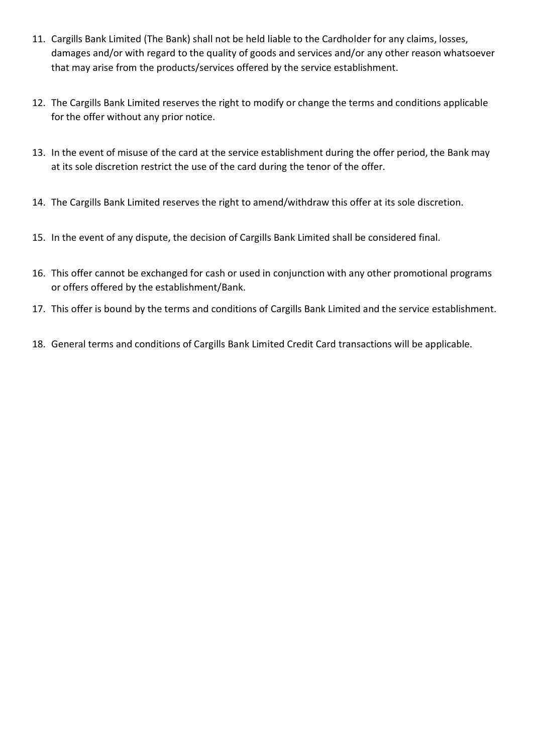11. Cargills Bank Limited (The Bank) shall not be held liable to the Cardholder for any claims, losses, damages and/or with regard to the quality of goods and services and/or any other reason whatsoever that may arise from the products/services offered by the service establishment.

12. The Cargills Bank Limited reserves the right to modify or change the terms and conditions applicable for the offer without any prior notice.

13. In the event of misuse of the card at the service establishment during the offer period, the Bank may at its sole discretion restrict the use of the card during the tenor of the offer.

14. The Cargills Bank Limited reserves the right to amend/withdraw this offer at its sole discretion.

15. In the event of any dispute, the decision of Cargills Bank Limited shall be considered final.

16. This offer cannot be exchanged for cash or used in conjunction with any other promotional programs or offers offered by the establishment/Bank.

17. This offer is bound by the terms and conditions of Cargills Bank Limited and the service establishment.

18. General terms and conditions of Cargills Bank Limited Credit Card transactions will be applicable.